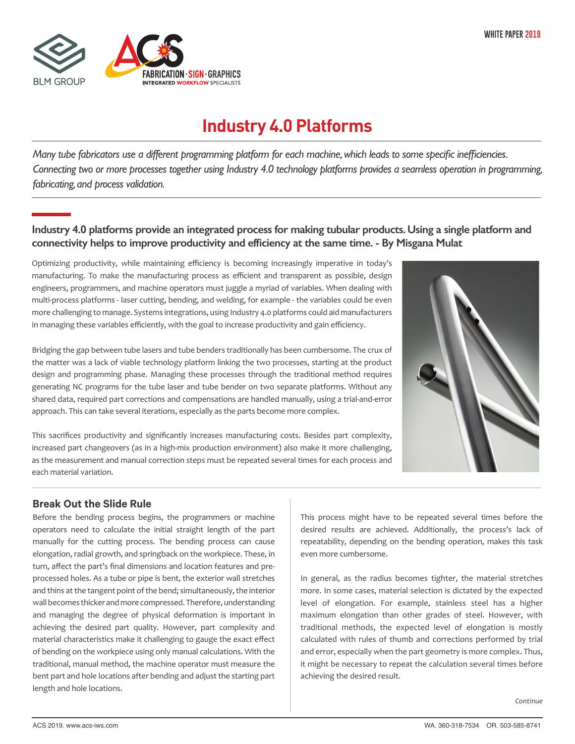# Industry 4.0 Platforms

*Many tube fabricators use a different programming platform for each machine, which leads to some specific inefficiencies. Connecting two or more processes together using Industry 4.0 technology platforms provides a seamless operation in programming, fabricating, and process validation.*

**Industry 4.0 platforms provide an integrated process for making tubular products. Using a single platform and connectivity helps to improve productivity and efficiency at the same time. - By Misgana Mulat**

Optimizing productivity, while maintaining efficiency is becoming increasingly imperative in today's manufacturing. To make the manufacturing process as efficient and transparent as possible, design engineers, programmers, and machine operators must juggle a myriad of variables. When dealing with multi-process platforms - laser cutting, bending, and welding, for example - the variables could be even more challenging to manage. Systems integrations, using Industry 4.0 platforms could aid manufacturers in managing these variables efficiently, with the goal to increase productivity and gain efficiency.

Bridging the gap between tube lasers and tube benders traditionally has been cumbersome. The crux of the matter was a lack of viable technology platform linking the two processes, starting at the product design and programming phase. Managing these processes through the traditional method requires generating NC programs for the tube laser and tube bender on two separate platforms. Without any shared data, required part corrections and compensations are handled manually, using a trial-and-error approach. This can take several iterations, especially as the parts become more complex.

This sacrifices productivity and significantly increases manufacturing costs. Besides part complexity, increased part changeovers (as in a high-mix production environment) also make it more challenging, as the measurement and manual correction steps must be repeated several times for each process and each material variation.

## Break Out the Slide Rule

Before the bending process begins, the programmers or machine operators need to calculate the initial straight length of the part manually for the cutting process. The bending process can cause elongation, radial growth, and springback on the workpiece. These, in turn, affect the part's final dimensions and location features and pre-processed holes. As a tube or pipe is bent, the exterior wall stretches and thins at the tangent point of the bend; simultaneously, the interior wall becomes thicker and more compressed. Therefore, understanding and managing the degree of physical deformation is important in achieving the desired part quality. However, part complexity and material characteristics make it challenging to gauge the exact effect of bending on the workpiece using only manual calculations. With the traditional, manual method, the machine operator must measure the bent part and hole locations after bending and adjust the starting part length and hole locations.

This process might have to be repeated several times before the desired results are achieved. Additionally, the process's lack of repeatability, depending on the bending operation, makes this task even more cumbersome.

In general, as the radius becomes tighter, the material stretches more. In some cases, material selection is dictated by the expected level of elongation. For example, stainless steel has a higher maximum elongation than other grades of steel. However, with traditional methods, the expected level of elongation is mostly calculated with rules of thumb and corrections performed by trial and error, especially when the part geometry is more complex. Thus, it might be necessary to repeat the calculation several times before achieving the desired result.

*Continue*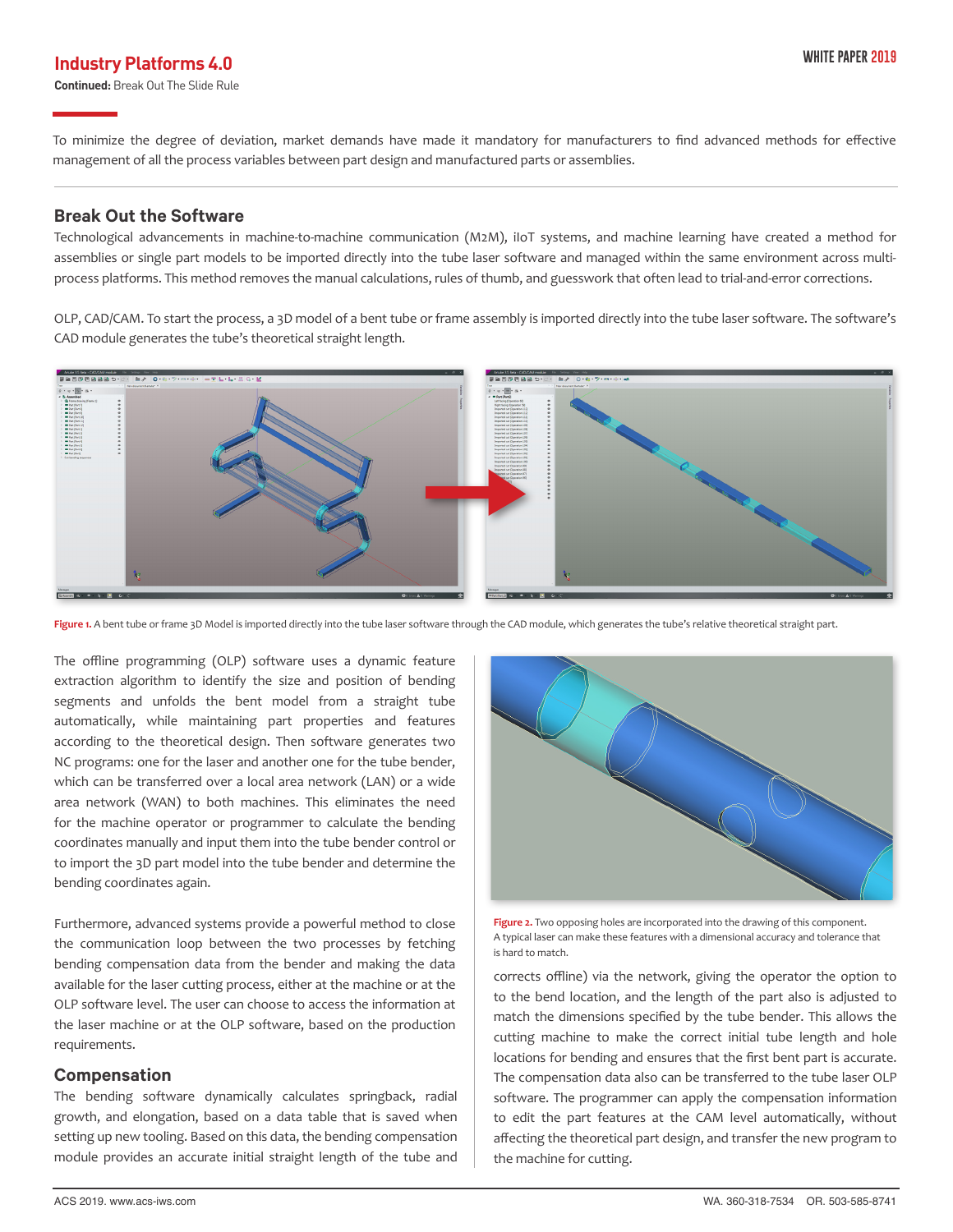To minimize the degree of deviation, market demands have made it mandatory for manufacturers to find advanced methods for effective management of all the process variables between part design and manufactured parts or assemblies.

## Break Out the Software

Technological advancements in machine-to-machine communication (M2M), iIoT systems, and machine learning have created a method for assemblies or single part models to be imported directly into the tube laser software and managed within the same environment across multi-process platforms. This method removes the manual calculations, rules of thumb, and guesswork that often lead to trial-and-error corrections.

OLP, CAD/CAM. To start the process, a 3D model of a bent tube or frame assembly is imported directly into the tube laser software. The software's CAD module generates the tube's theoretical straight length.

**Figure 1.** A bent tube or frame 3D Model is imported directly into the tube laser software through the CAD module, which generates the tube's relative theoretical straight part.

The offline programming (OLP) software uses a dynamic feature extraction algorithm to identify the size and position of bending segments and unfolds the bent model from a straight tube automatically, while maintaining part properties and features according to the theoretical design. Then software generates two NC programs: one for the laser and another one for the tube bender, which can be transferred over a local area network (LAN) or a wide area network (WAN) to both machines. This eliminates the need for the machine operator or programmer to calculate the bending coordinates manually and input them into the tube bender control or to import the 3D part model into the tube bender and determine the bending coordinates again.

Furthermore, advanced systems provide a powerful method to close the communication loop between the two processes by fetching bending compensation data from the bender and making the data available for the laser cutting process, either at the machine or at the OLP software level. The user can choose to access the information at the laser machine or at the OLP software, based on the production requirements.

## Compensation

The bending software dynamically calculates springback, radial growth, and elongation, based on a data table that is saved when setting up new tooling. Based on this data, the bending compensation module provides an accurate initial straight length of the tube and corrects offline) via the network, giving the operator the option to to the bend location, and the length of the part also is adjusted to match the dimensions specified by the tube bender. This allows the cutting machine to make the correct initial tube length and hole locations for bending and ensures that the first bent part is accurate. The compensation data also can be transferred to the tube laser OLP software. The programmer can apply the compensation information to edit the part features at the CAM level automatically, without affecting the theoretical part design, and transfer the new program to the machine for cutting.

**Figure 2.** Two opposing holes are incorporated into the drawing of this component. A typical laser can make these features with a dimensional accuracy and tolerance that is hard to match.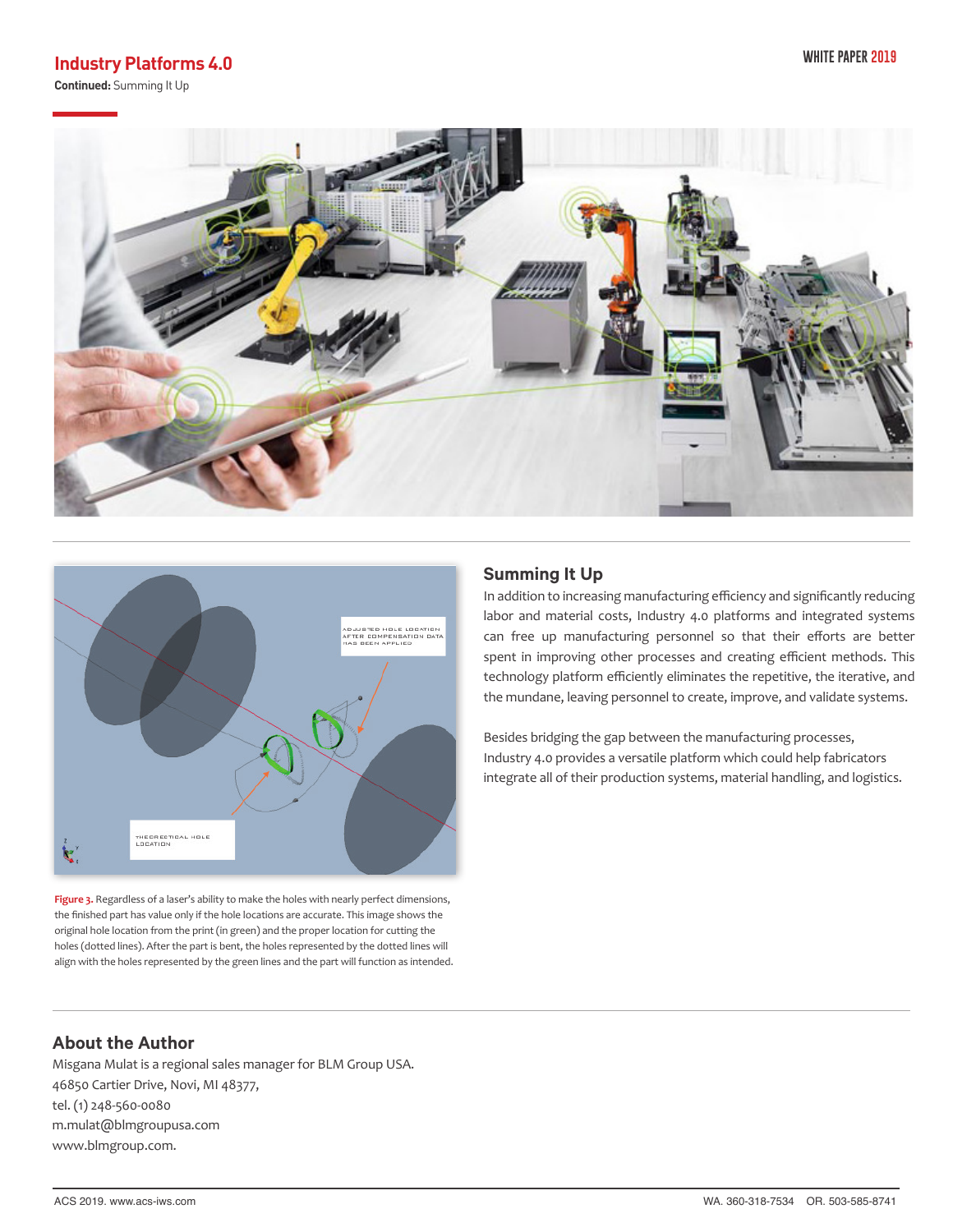## Industry Platforms 4.0

**Continued:** Summing It Up

ADJUSTED HOLE LOCATION AFTER COMPENSATION DATA HAS BEEN APPLIED

THEORETICAL HOLE LOCATION

**Figure 3.** Regardless of a laser's ability to make the holes with nearly perfect dimensions, the finished part has value only if the hole locations are accurate. This image shows the original hole location from the print (in green) and the proper location for cutting the holes (dotted lines). After the part is bent, the holes represented by the dotted lines will align with the holes represented by the green lines and the part will function as intended.

## Summing It Up

In addition to increasing manufacturing efficiency and significantly reducing labor and material costs, Industry 4.0 platforms and integrated systems can free up manufacturing personnel so that their efforts are better spent in improving other processes and creating efficient methods. This technology platform efficiently eliminates the repetitive, the iterative, and the mundane, leaving personnel to create, improve, and validate systems.

Besides bridging the gap between the manufacturing processes, Industry 4.0 provides a versatile platform which could help fabricators integrate all of their production systems, material handling, and logistics.

## About the Author

Misgana Mulat is a regional sales manager for BLM Group USA.
46850 Cartier Drive, Novi, MI 48377,
tel. (1) 248-560-0080
m.mulat@blmgroupusa.com
www.blmgroup.com.